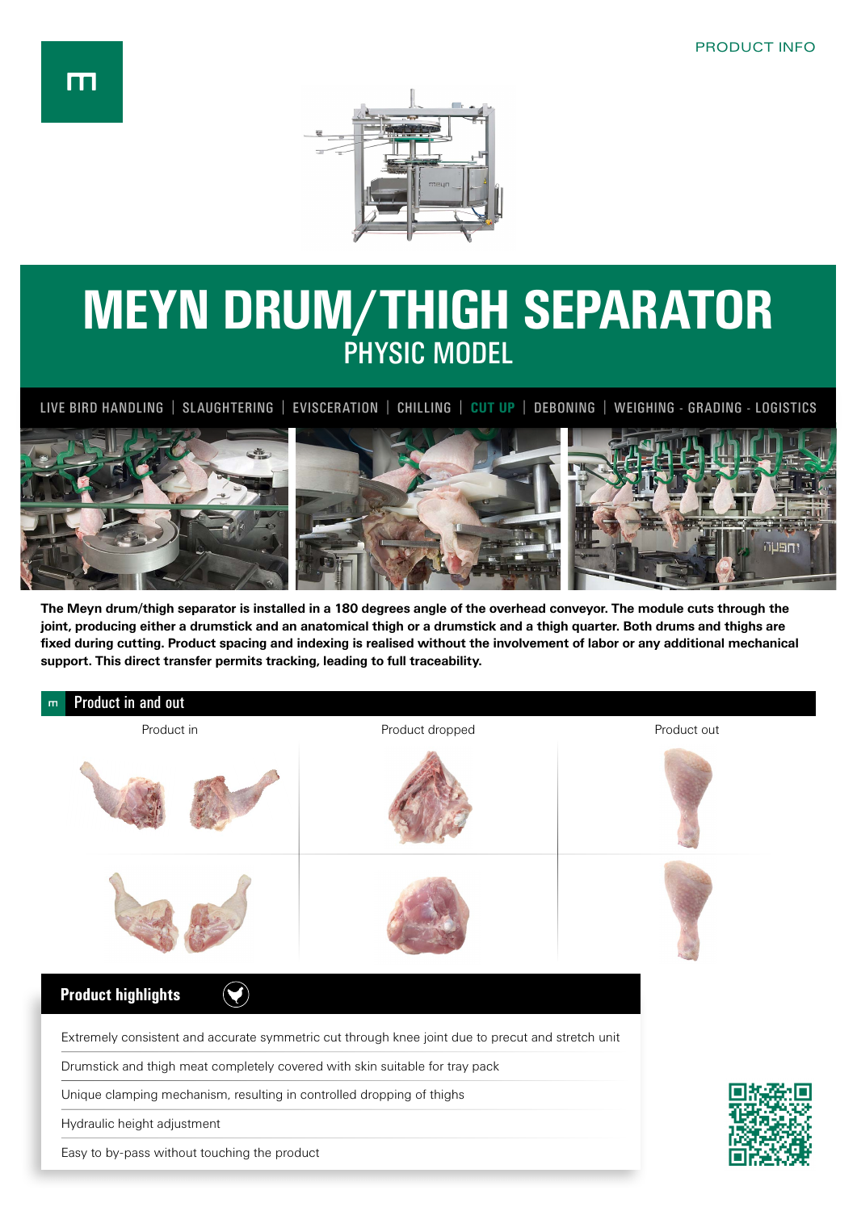PRODUCT INFO

# MEYN DRUM/THIGH SEPARATOR

## PHYSIC MODEL

LIVE BIRD HANDLING | SLAUGHTERING | EVISCERATION | CHILLING | **CUT UP** | DEBONING | WEIGHING - GRADING - LOGISTICS

**The Meyn drum/thigh separator is installed in a 180 degrees angle of the overhead conveyor. The module cuts through the joint, producing either a drumstick and an anatomical thigh or a drumstick and a thigh quarter. Both drums and thighs are fixed during cutting. Product spacing and indexing is realised without the involvement of labor or any additional mechanical support. This direct transfer permits tracking, leading to full traceability.**

### Product in and out

| Product in | Product dropped | Product out |
|---|---|---|

### Product highlights

- Extremely consistent and accurate symmetric cut through knee joint due to precut and stretch unit
- Drumstick and thigh meat completely covered with skin suitable for tray pack
- Unique clamping mechanism, resulting in controlled dropping of thighs
- Hydraulic height adjustment
- Easy to by-pass without touching the product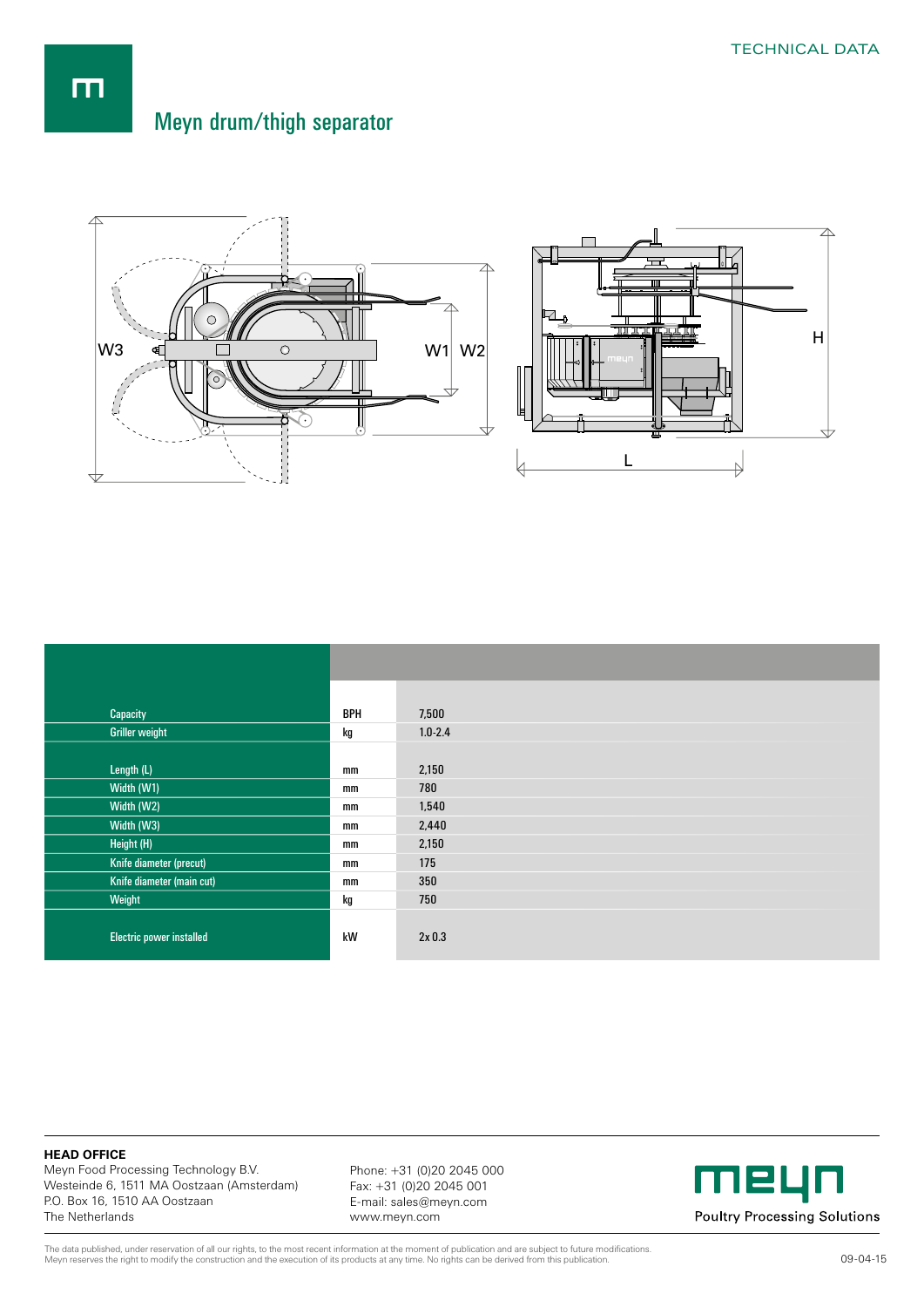TECHNICAL DATA

# Meyn drum/thigh separator

W3

W1 W2

H

L

| | | |
|---|---|---|
| Capacity | BPH | 7,500 |
| Griller weight | kg | 1.0-2.4 |
| Length (L) | mm | 2,150 |
| Width (W1) | mm | 780 |
| Width (W2) | mm | 1,540 |
| Width (W3) | mm | 2,440 |
| Height (H) | mm | 2,150 |
| Knife diameter (precut) | mm | 175 |
| Knife diameter (main cut) | mm | 350 |
| Weight | kg | 750 |
| Electric power installed | kW | 2x 0.3 |

**HEAD OFFICE**
Meyn Food Processing Technology B.V.
Westeinde 6, 1511 MA Oostzaan (Amsterdam)
P.O. Box 16, 1510 AA Oostzaan
The Netherlands

Phone: +31 (0)20 2045 000
Fax: +31 (0)20 2045 001
E-mail: sales@meyn.com
www.meyn.com

meyn
Poultry Processing Solutions

The data published, under reservation of all our rights, to the most recent information at the moment of publication and are subject to future modifications.
Meyn reserves the right to modify the construction and the execution of its products at any time. No rights can be derived from this publication.

09-04-15